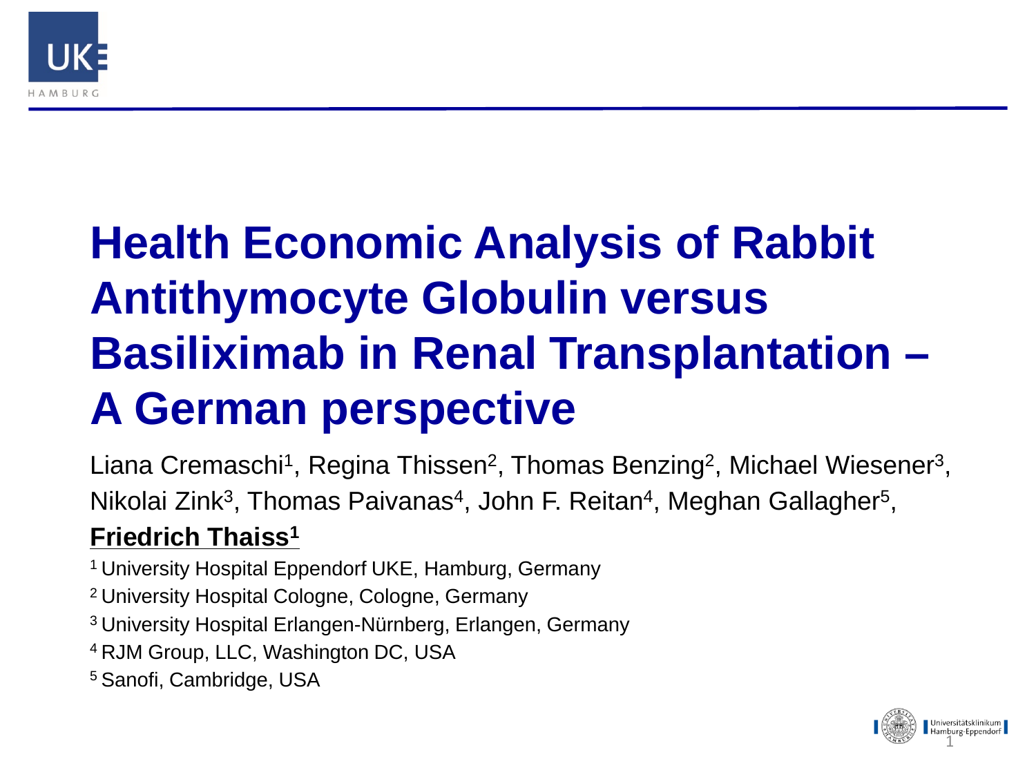# Health Economic Analysis of Rabbit Antithymocyte Globulin versus Basiliximab in Renal Transplantation – A German perspective

Liana Cremaschi[1], Regina Thissen[2], Thomas Benzing[2], Michael Wiesener[3], Nikolai Zink[3], Thomas Paivanas[4], John F. Reitan[4], Meghan Gallagher[5], **Friedrich Thaiss[1]**

[1] University Hospital Eppendorf UKE, Hamburg, Germany

[2] University Hospital Cologne, Cologne, Germany

[3] University Hospital Erlangen-Nürnberg, Erlangen, Germany

[4] RJM Group, LLC, Washington DC, USA

[5] Sanofi, Cambridge, USA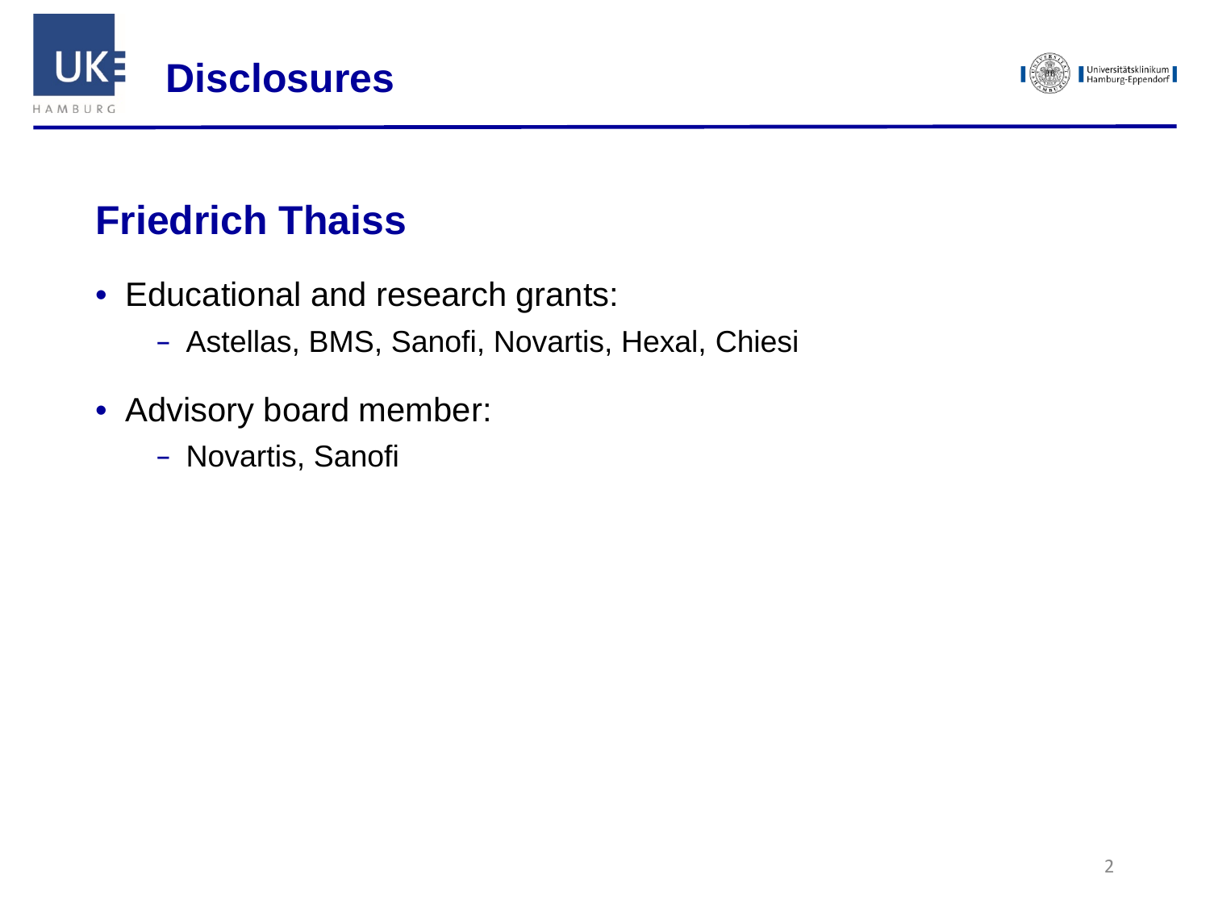# Disclosures

## Friedrich Thaiss

- Educational and research grants:
  - Astellas, BMS, Sanofi, Novartis, Hexal, Chiesi
- Advisory board member:
  - Novartis, Sanofi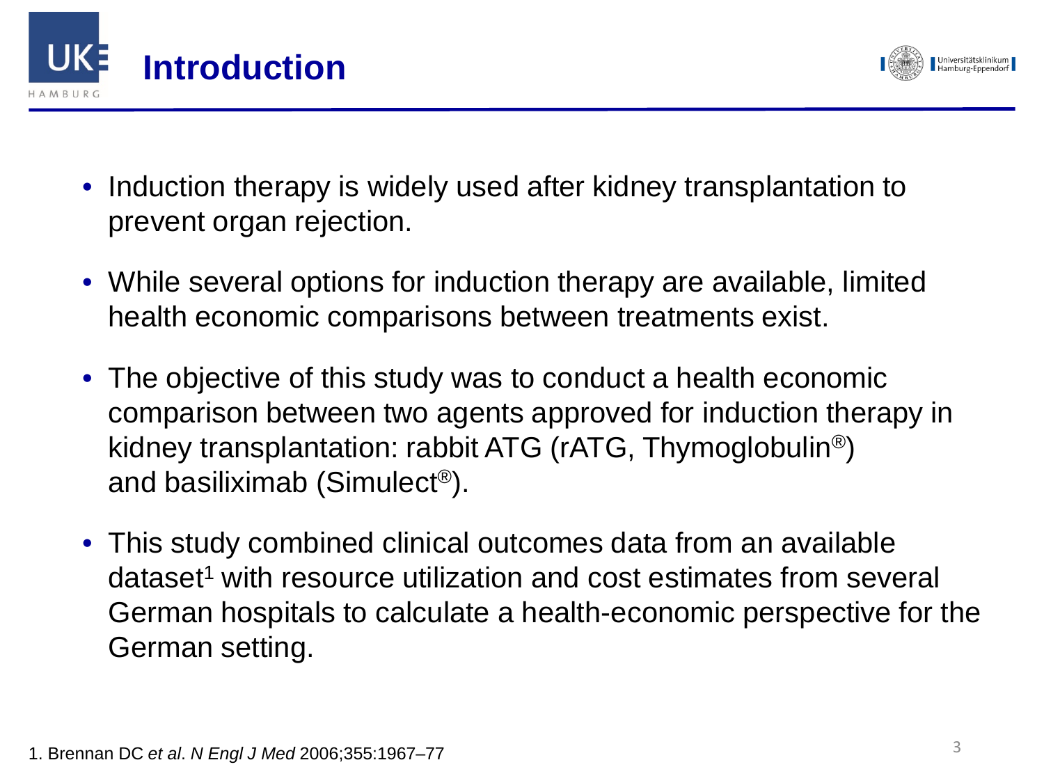# Introduction

- Induction therapy is widely used after kidney transplantation to prevent organ rejection.
- While several options for induction therapy are available, limited health economic comparisons between treatments exist.
- The objective of this study was to conduct a health economic comparison between two agents approved for induction therapy in kidney transplantation: rabbit ATG (rATG, Thymoglobulin®) and basiliximab (Simulect®).
- This study combined clinical outcomes data from an available dataset[1] with resource utilization and cost estimates from several German hospitals to calculate a health-economic perspective for the German setting.

1. Brennan DC *et al*. *N Engl J Med* 2006;355:1967–77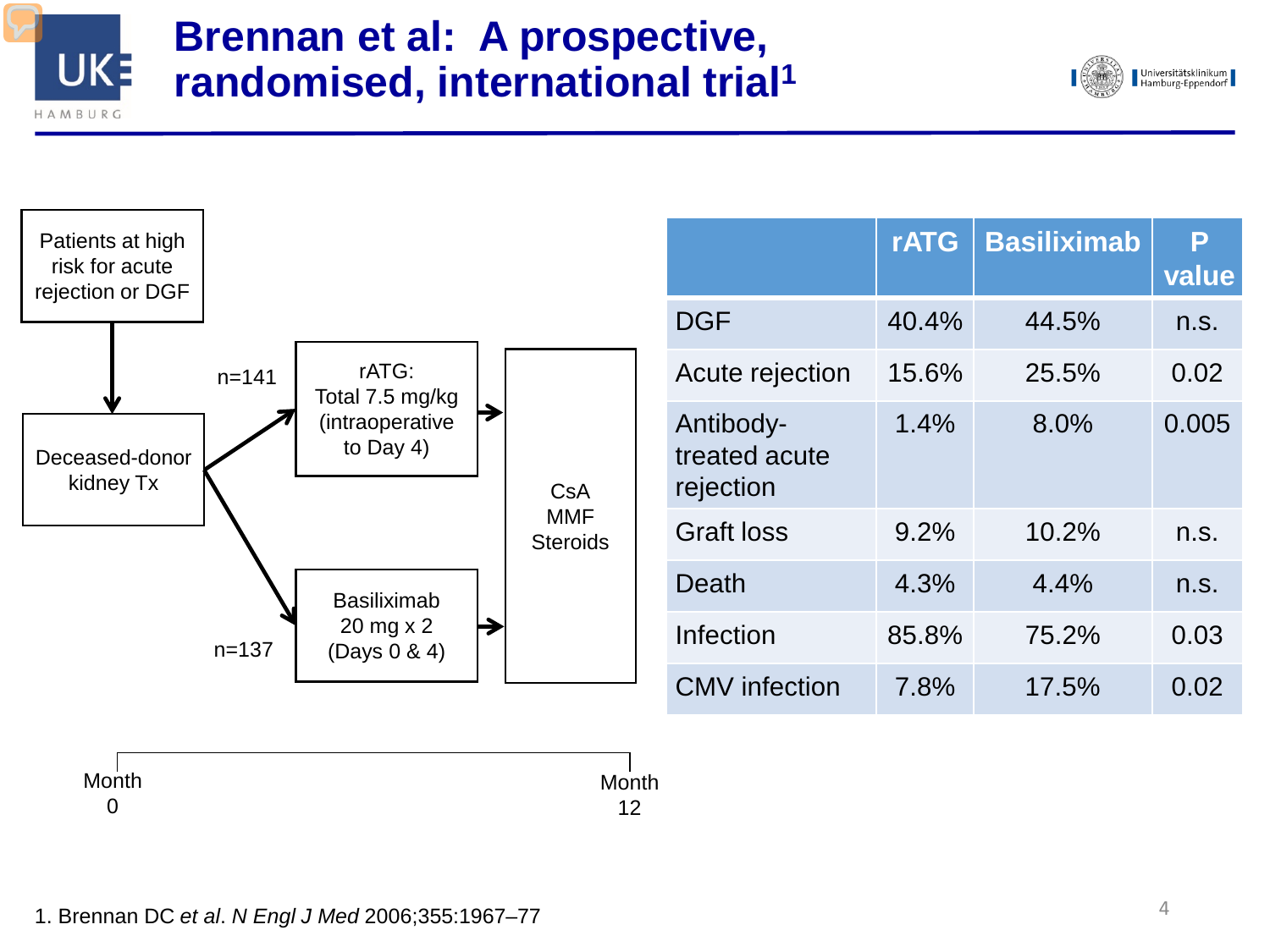# Brennan et al: A prospective, randomised, international trial[1]

Patients at high risk for acute rejection or DGF

Deceased-donor kidney Tx

n=141

rATG: Total 7.5 mg/kg (intraoperative to Day 4)

n=137

Basiliximab 20 mg x 2 (Days 0 & 4)

CsA
MMF
Steroids

Month 0 — Month 12

| | rATG | Basiliximab | P value |
|---|---|---|---|
| DGF | 40.4% | 44.5% | n.s. |
| Acute rejection | 15.6% | 25.5% | 0.02 |
| Antibody-treated acute rejection | 1.4% | 8.0% | 0.005 |
| Graft loss | 9.2% | 10.2% | n.s. |
| Death | 4.3% | 4.4% | n.s. |
| Infection | 85.8% | 75.2% | 0.03 |
| CMV infection | 7.8% | 17.5% | 0.02 |

1. Brennan DC *et al*. *N Engl J Med* 2006;355:1967–77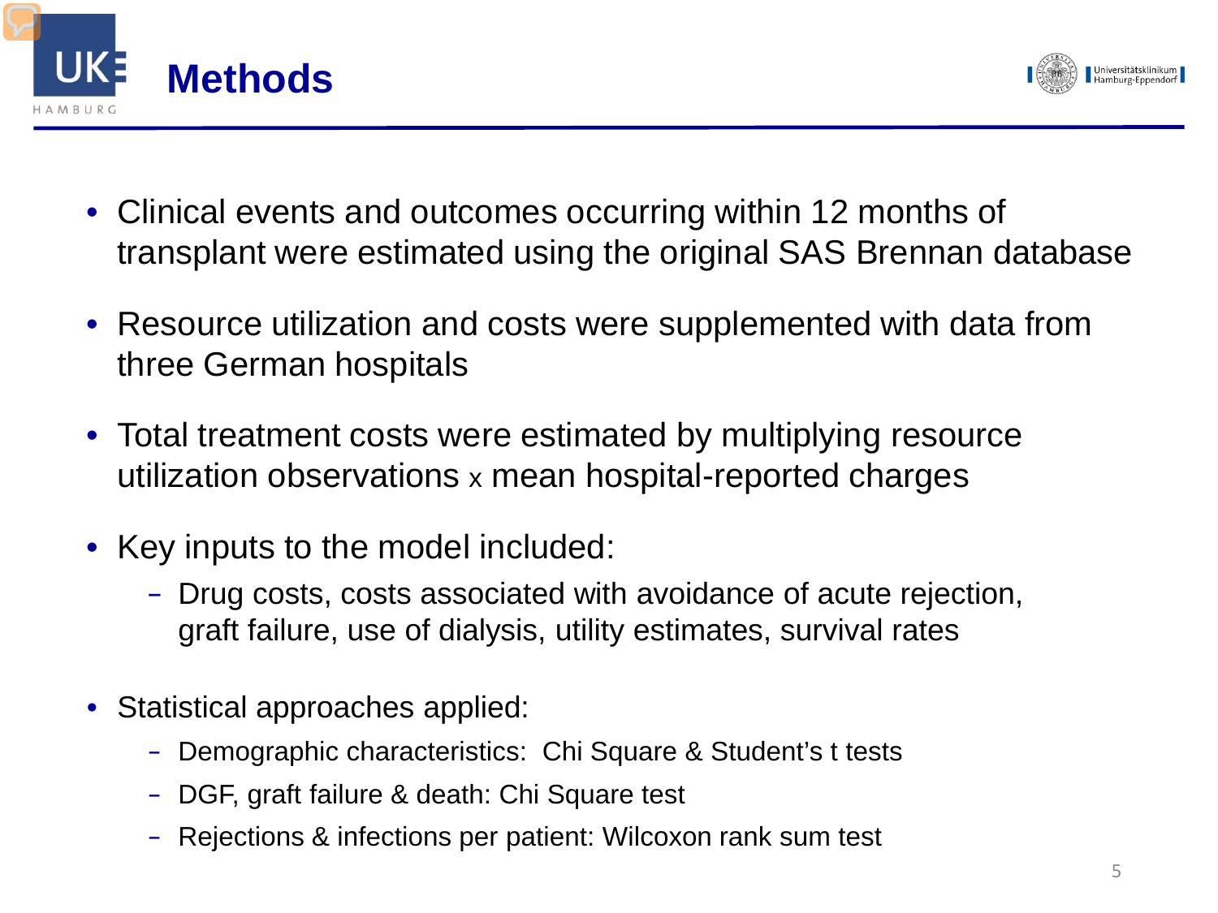# Methods

- Clinical events and outcomes occurring within 12 months of transplant were estimated using the original SAS Brennan database
- Resource utilization and costs were supplemented with data from three German hospitals
- Total treatment costs were estimated by multiplying resource utilization observations x mean hospital-reported charges
- Key inputs to the model included:
  - Drug costs, costs associated with avoidance of acute rejection, graft failure, use of dialysis, utility estimates, survival rates
- Statistical approaches applied:
  - Demographic characteristics: Chi Square & Student's t tests
  - DGF, graft failure & death: Chi Square test
  - Rejections & infections per patient: Wilcoxon rank sum test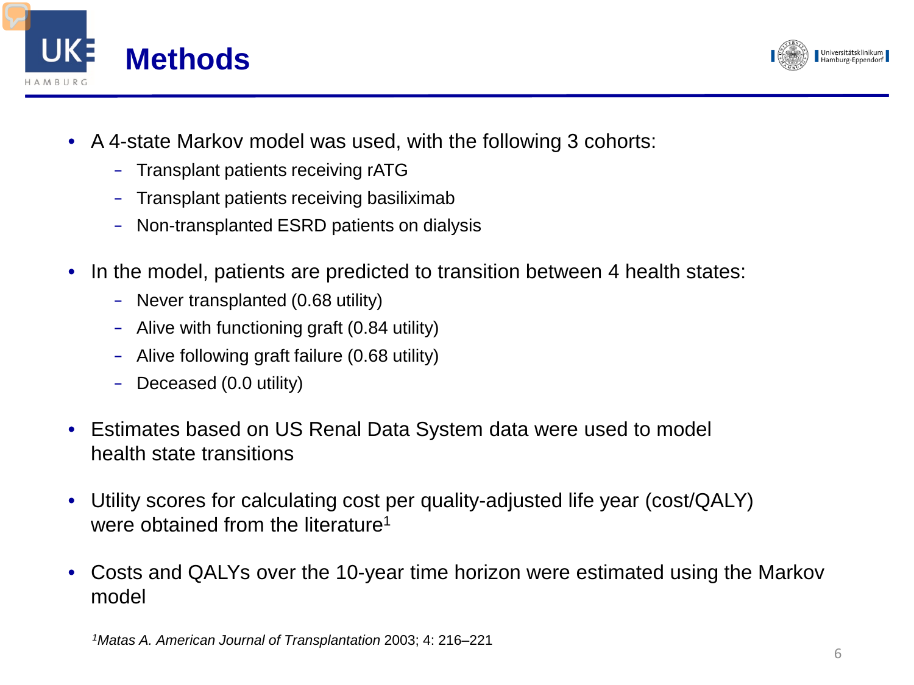# Methods

- A 4-state Markov model was used, with the following 3 cohorts:
  - Transplant patients receiving rATG
  - Transplant patients receiving basiliximab
  - Non-transplanted ESRD patients on dialysis
- In the model, patients are predicted to transition between 4 health states:
  - Never transplanted (0.68 utility)
  - Alive with functioning graft (0.84 utility)
  - Alive following graft failure (0.68 utility)
  - Deceased (0.0 utility)
- Estimates based on US Renal Data System data were used to model health state transitions
- Utility scores for calculating cost per quality-adjusted life year (cost/QALY) were obtained from the literature[1]
- Costs and QALYs over the 10-year time horizon were estimated using the Markov model

[1]*Matas A. American Journal of Transplantation* 2003; 4: 216–221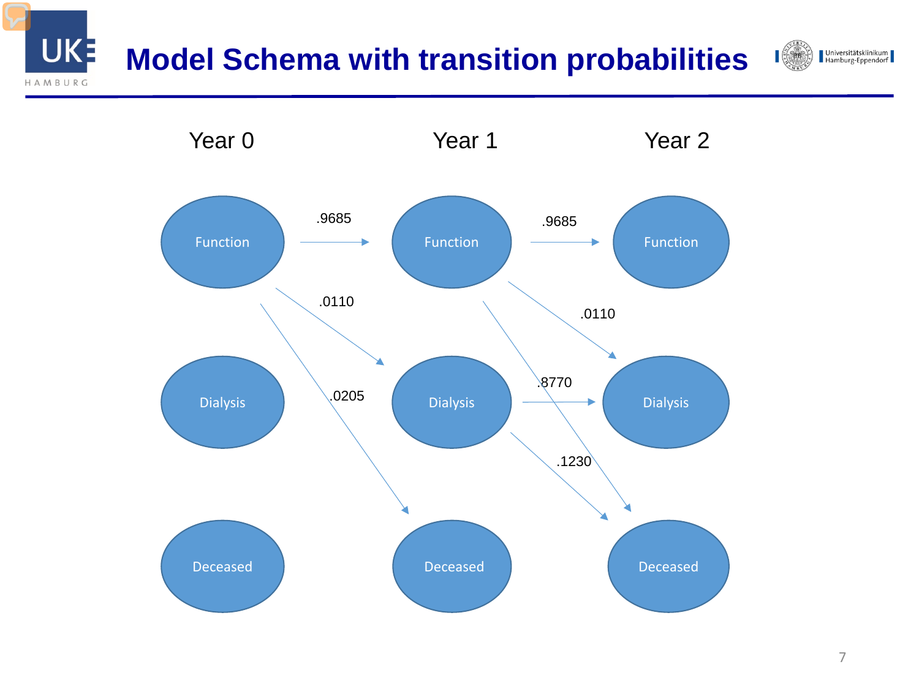# Model Schema with transition probabilities

Year 0 | Year 1 | Year 2

- Function (Year 0) → Function (Year 1): .9685
- Function (Year 0) → Dialysis (Year 1): .0110
- Function (Year 0) → Deceased (Year 1): .0205
- Function (Year 1) → Function (Year 2): .9685
- Function (Year 1) → Dialysis (Year 2): .0110
- Function (Year 1) → Deceased (Year 2)
- Dialysis (Year 1) → Dialysis (Year 2): .8770
- Dialysis (Year 1) → Deceased (Year 2): .1230

States: Function, Dialysis, Deceased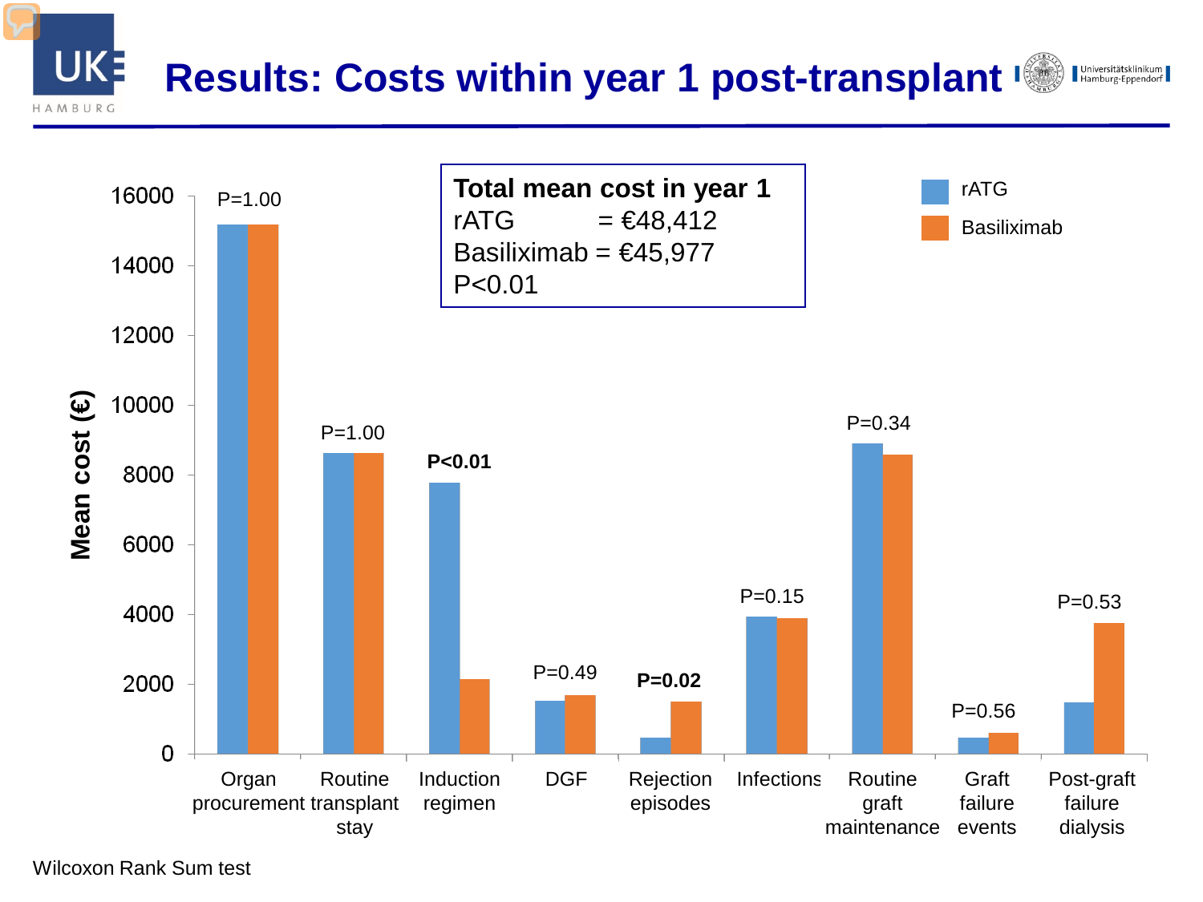# Results: Costs within year 1 post-transplant

**Total mean cost in year 1**
rATG = €48,412
Basiliximab = €45,977
P<0.01

| Category | rATG | Basiliximab | P-value |
|---|---|---|---|
| Organ procurement | | | P=1.00 |
| Routine transplant stay | | | P=1.00 |
| Induction regimen | | | **P<0.01** |
| DGF | | | P=0.49 |
| Rejection episodes | | | **P=0.02** |
| Infections | | | P=0.15 |
| Routine graft maintenance | | | P=0.34 |
| Graft failure events | | | P=0.56 |
| Post-graft failure dialysis | | | P=0.53 |

Mean cost (€)

Wilcoxon Rank Sum test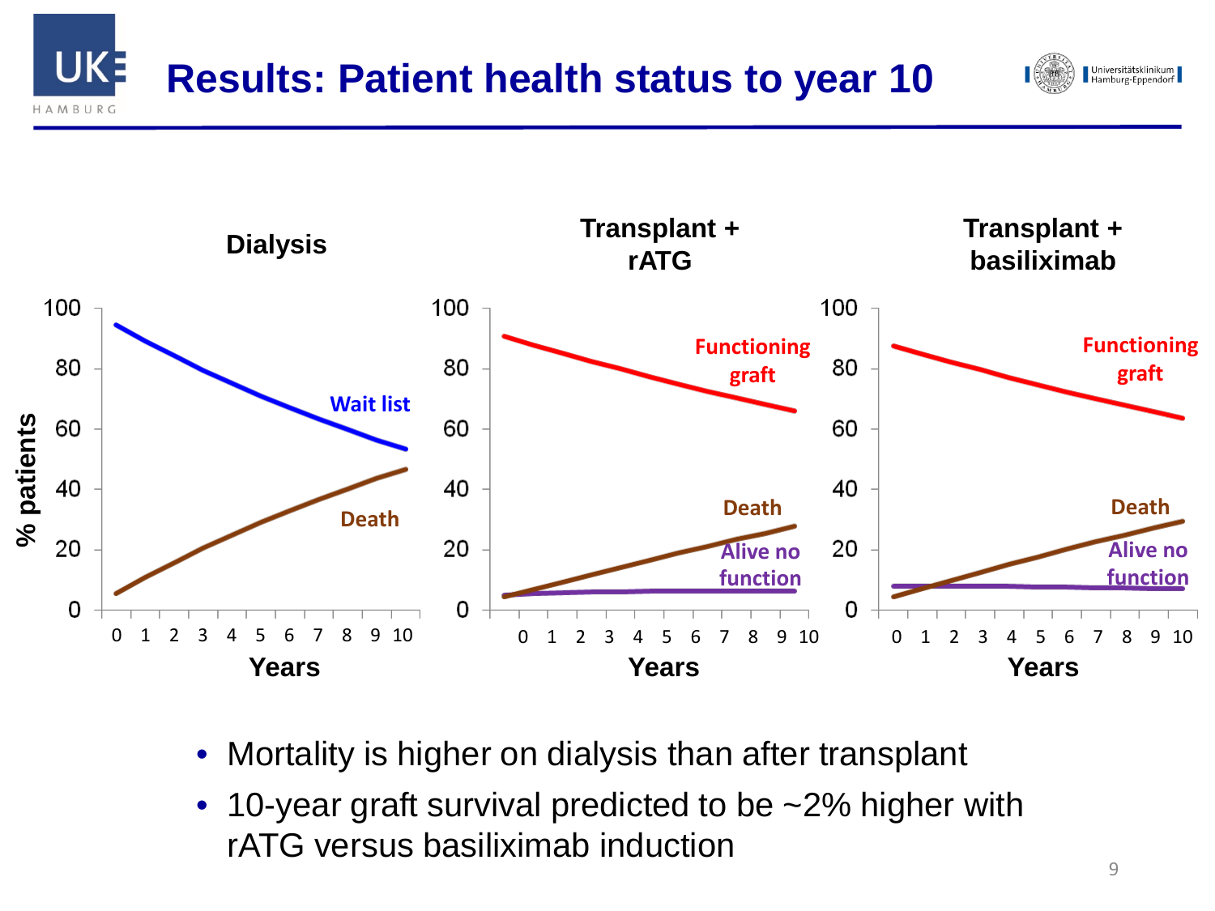# Results: Patient health status to year 10

**Dialysis**

**Transplant + rATG**

**Transplant + basiliximab**

% patients

Years

- Mortality is higher on dialysis than after transplant
- 10-year graft survival predicted to be ~2% higher with rATG versus basiliximab induction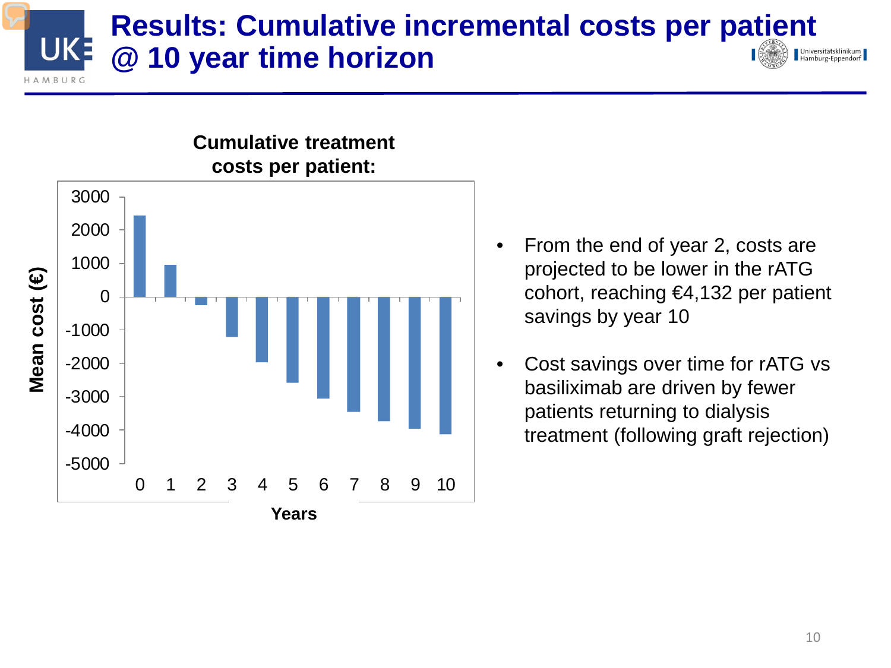# Results: Cumulative incremental costs per patient @ 10 year time horizon

**Cumulative treatment costs per patient:**

Mean cost (€)

3000
2000
1000
0
-1000
-2000
-3000
-4000
-5000

0 1 2 3 4 5 6 7 8 9 10

**Years**

- From the end of year 2, costs are projected to be lower in the rATG cohort, reaching €4,132 per patient savings by year 10
- Cost savings over time for rATG vs basiliximab are driven by fewer patients returning to dialysis treatment (following graft rejection)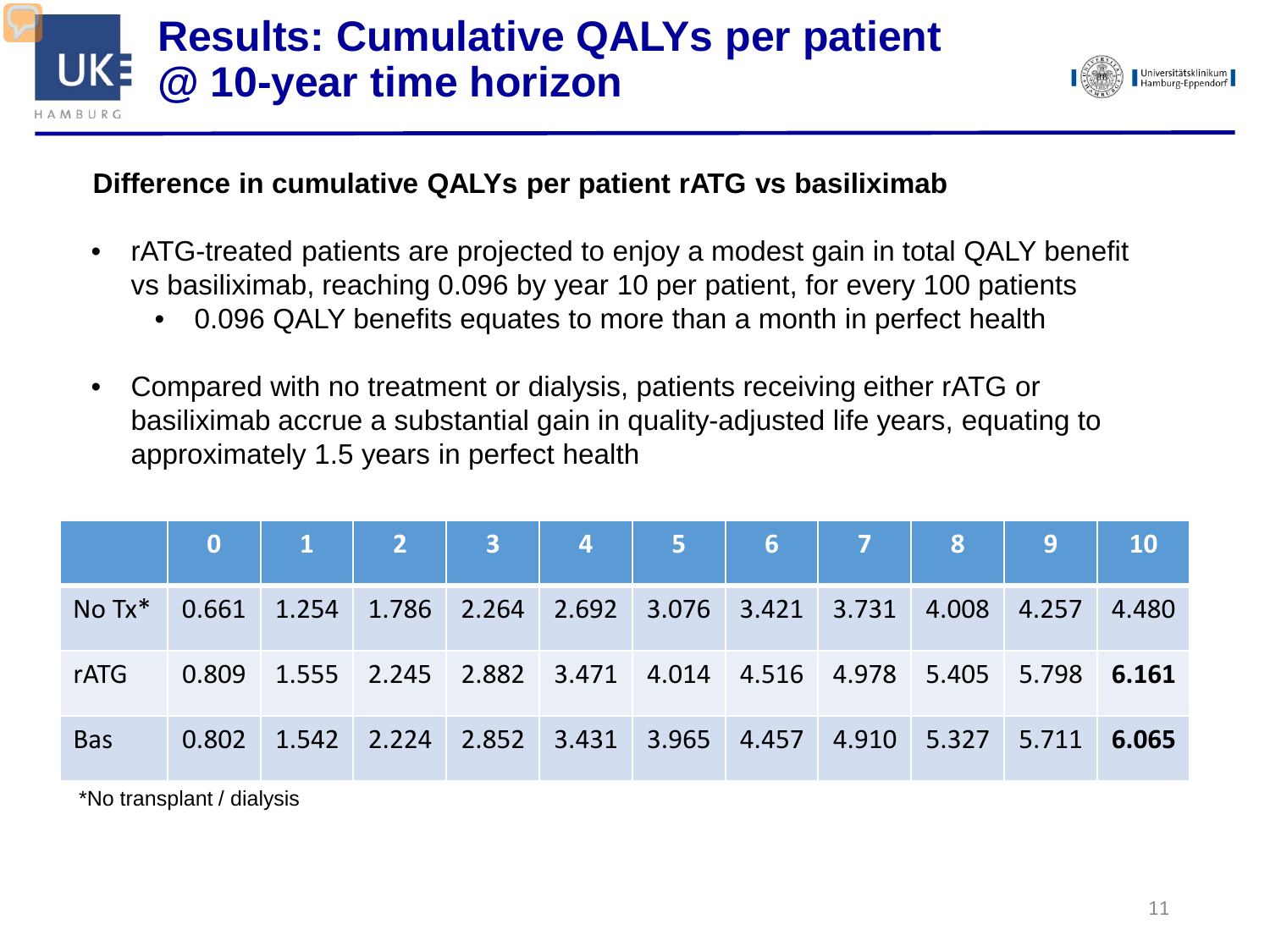# Results: Cumulative QALYs per patient @ 10-year time horizon

**Difference in cumulative QALYs per patient rATG vs basiliximab**

- rATG-treated patients are projected to enjoy a modest gain in total QALY benefit vs basiliximab, reaching 0.096 by year 10 per patient, for every 100 patients
  - 0.096 QALY benefits equates to more than a month in perfect health
- Compared with no treatment or dialysis, patients receiving either rATG or basiliximab accrue a substantial gain in quality-adjusted life years, equating to approximately 1.5 years in perfect health

| | 0 | 1 | 2 | 3 | 4 | 5 | 6 | 7 | 8 | 9 | 10 |
|---|---|---|---|---|---|---|---|---|---|---|---|
| No Tx* | 0.661 | 1.254 | 1.786 | 2.264 | 2.692 | 3.076 | 3.421 | 3.731 | 4.008 | 4.257 | 4.480 |
| rATG | 0.809 | 1.555 | 2.245 | 2.882 | 3.471 | 4.014 | 4.516 | 4.978 | 5.405 | 5.798 | **6.161** |
| Bas | 0.802 | 1.542 | 2.224 | 2.852 | 3.431 | 3.965 | 4.457 | 4.910 | 5.327 | 5.711 | **6.065** |

*No transplant / dialysis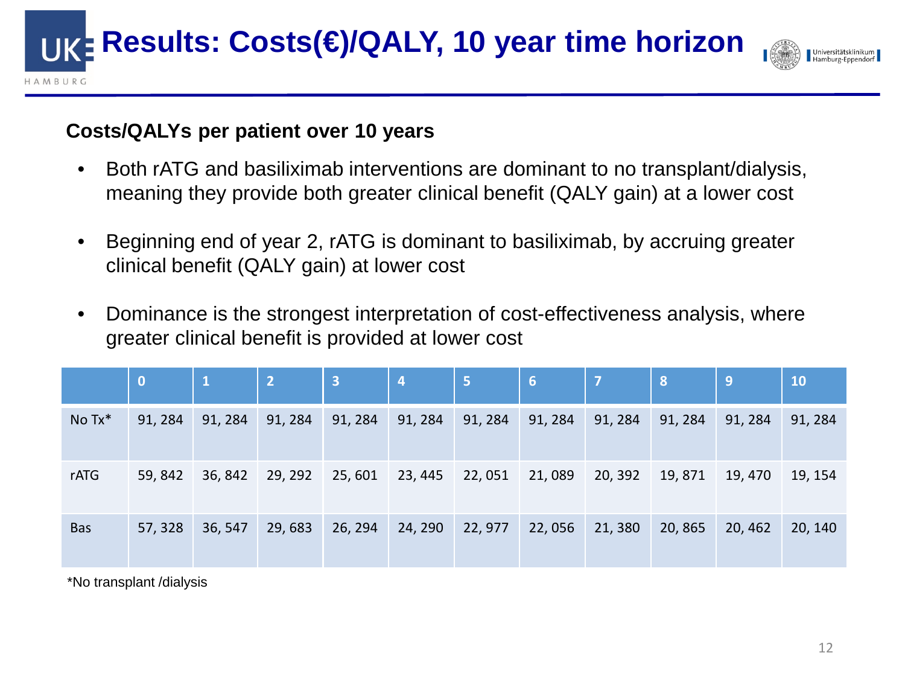# Results: Costs(€)/QALY, 10 year time horizon

**Costs/QALYs per patient over 10 years**

- Both rATG and basiliximab interventions are dominant to no transplant/dialysis, meaning they provide both greater clinical benefit (QALY gain) at a lower cost
- Beginning end of year 2, rATG is dominant to basiliximab, by accruing greater clinical benefit (QALY gain) at lower cost
- Dominance is the strongest interpretation of cost-effectiveness analysis, where greater clinical benefit is provided at lower cost

| | 0 | 1 | 2 | 3 | 4 | 5 | 6 | 7 | 8 | 9 | 10 |
|---|---|---|---|---|---|---|---|---|---|---|---|
| No Tx* | 91, 284 | 91, 284 | 91, 284 | 91, 284 | 91, 284 | 91, 284 | 91, 284 | 91, 284 | 91, 284 | 91, 284 | 91, 284 |
| rATG | 59, 842 | 36, 842 | 29, 292 | 25, 601 | 23, 445 | 22, 051 | 21, 089 | 20, 392 | 19, 871 | 19, 470 | 19, 154 |
| Bas | 57, 328 | 36, 547 | 29, 683 | 26, 294 | 24, 290 | 22, 977 | 22, 056 | 21, 380 | 20, 865 | 20, 462 | 20, 140 |

*No transplant /dialysis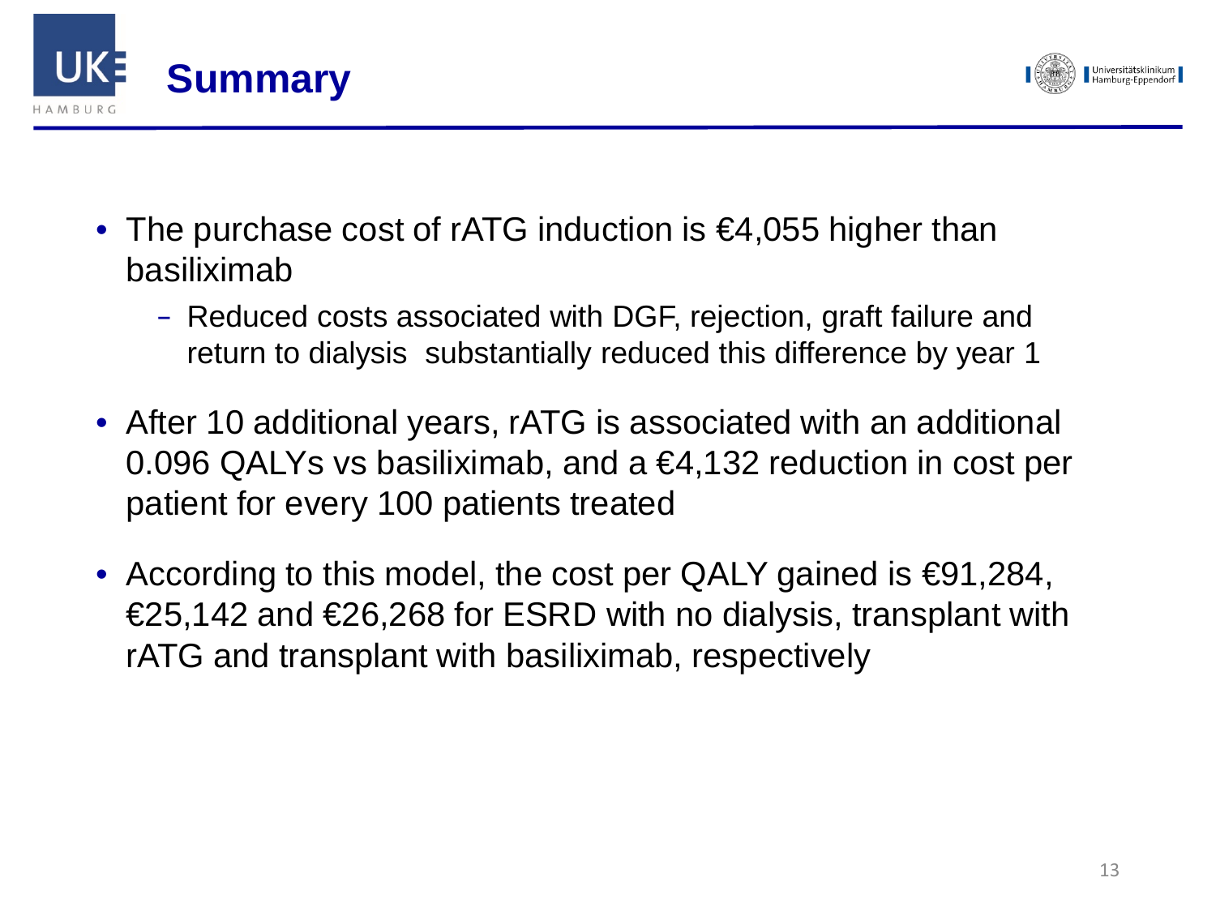# Summary

- The purchase cost of rATG induction is €4,055 higher than basiliximab
  - Reduced costs associated with DGF, rejection, graft failure and return to dialysis substantially reduced this difference by year 1
- After 10 additional years, rATG is associated with an additional 0.096 QALYs vs basiliximab, and a €4,132 reduction in cost per patient for every 100 patients treated
- According to this model, the cost per QALY gained is €91,284, €25,142 and €26,268 for ESRD with no dialysis, transplant with rATG and transplant with basiliximab, respectively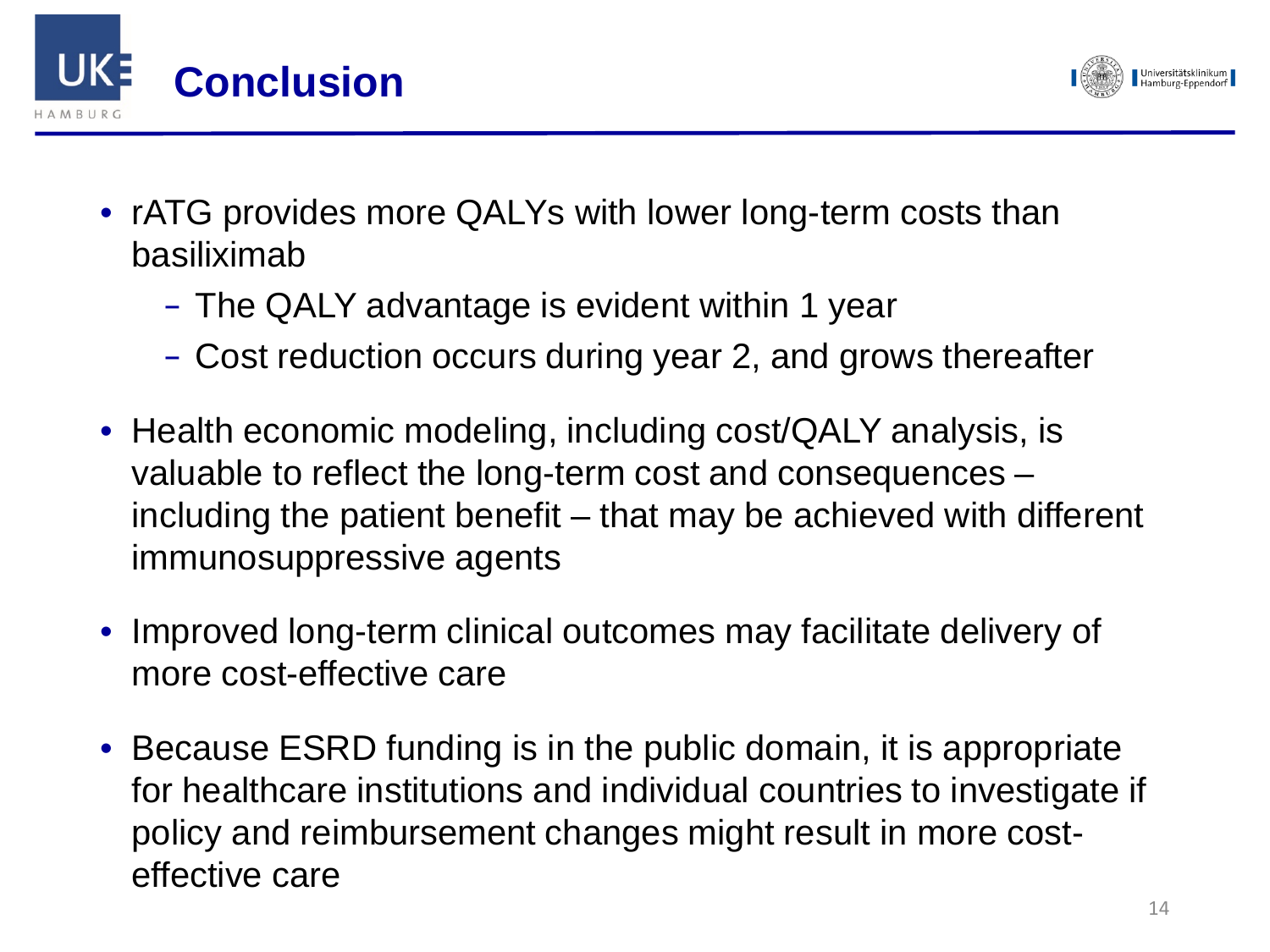# Conclusion

- rATG provides more QALYs with lower long-term costs than basiliximab
  - The QALY advantage is evident within 1 year
  - Cost reduction occurs during year 2, and grows thereafter
- Health economic modeling, including cost/QALY analysis, is valuable to reflect the long-term cost and consequences – including the patient benefit – that may be achieved with different immunosuppressive agents
- Improved long-term clinical outcomes may facilitate delivery of more cost-effective care
- Because ESRD funding is in the public domain, it is appropriate for healthcare institutions and individual countries to investigate if policy and reimbursement changes might result in more cost-effective care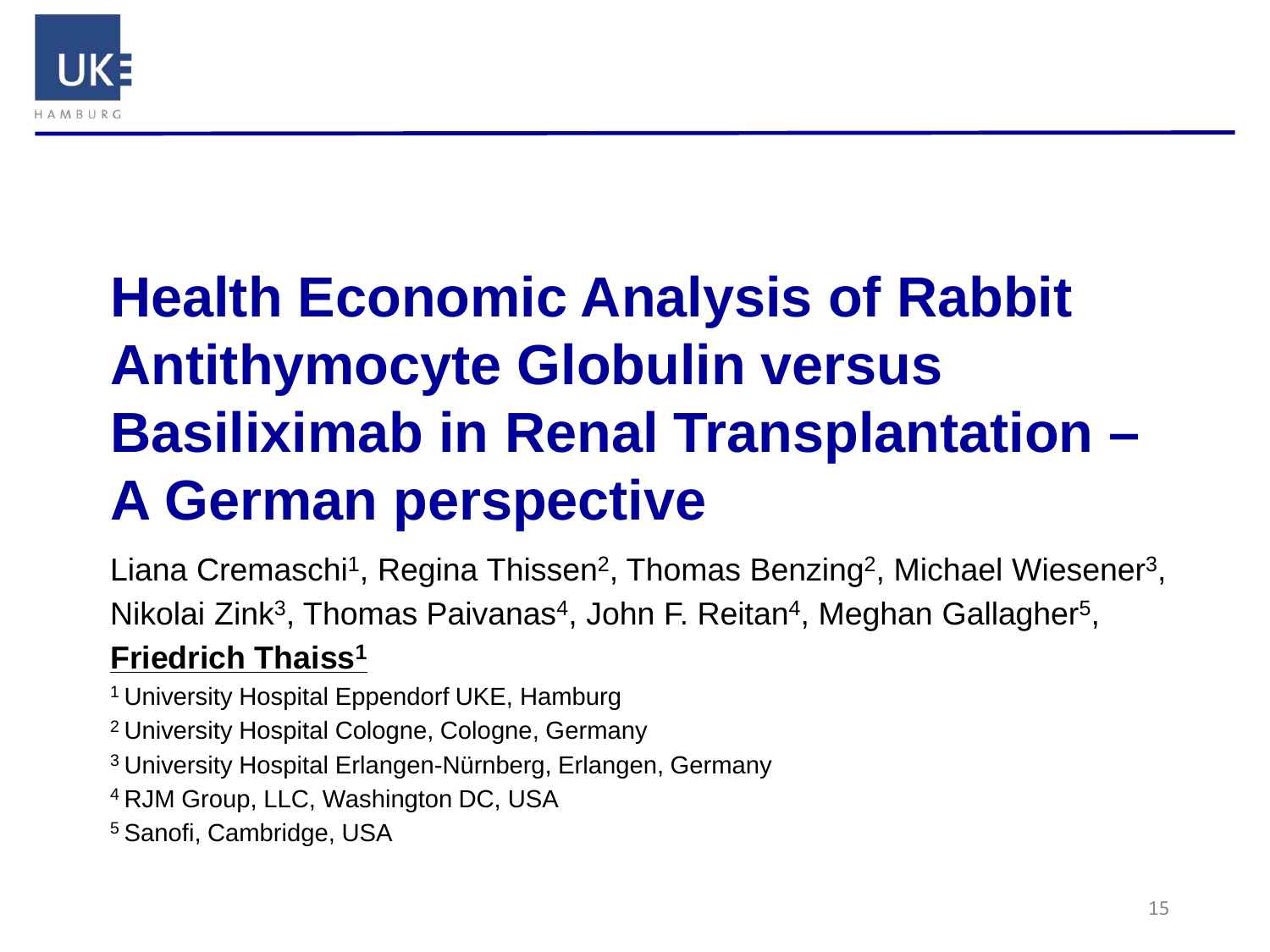# Health Economic Analysis of Rabbit Antithymocyte Globulin versus Basiliximab in Renal Transplantation – A German perspective

Liana Cremaschi[1], Regina Thissen[2], Thomas Benzing[2], Michael Wiesener[3], Nikolai Zink[3], Thomas Paivanas[4], John F. Reitan[4], Meghan Gallagher[5], **Friedrich Thaiss[1]**

[1] University Hospital Eppendorf UKE, Hamburg

[2] University Hospital Cologne, Cologne, Germany

[3] University Hospital Erlangen-Nürnberg, Erlangen, Germany

[4] RJM Group, LLC, Washington DC, USA

[5] Sanofi, Cambridge, USA